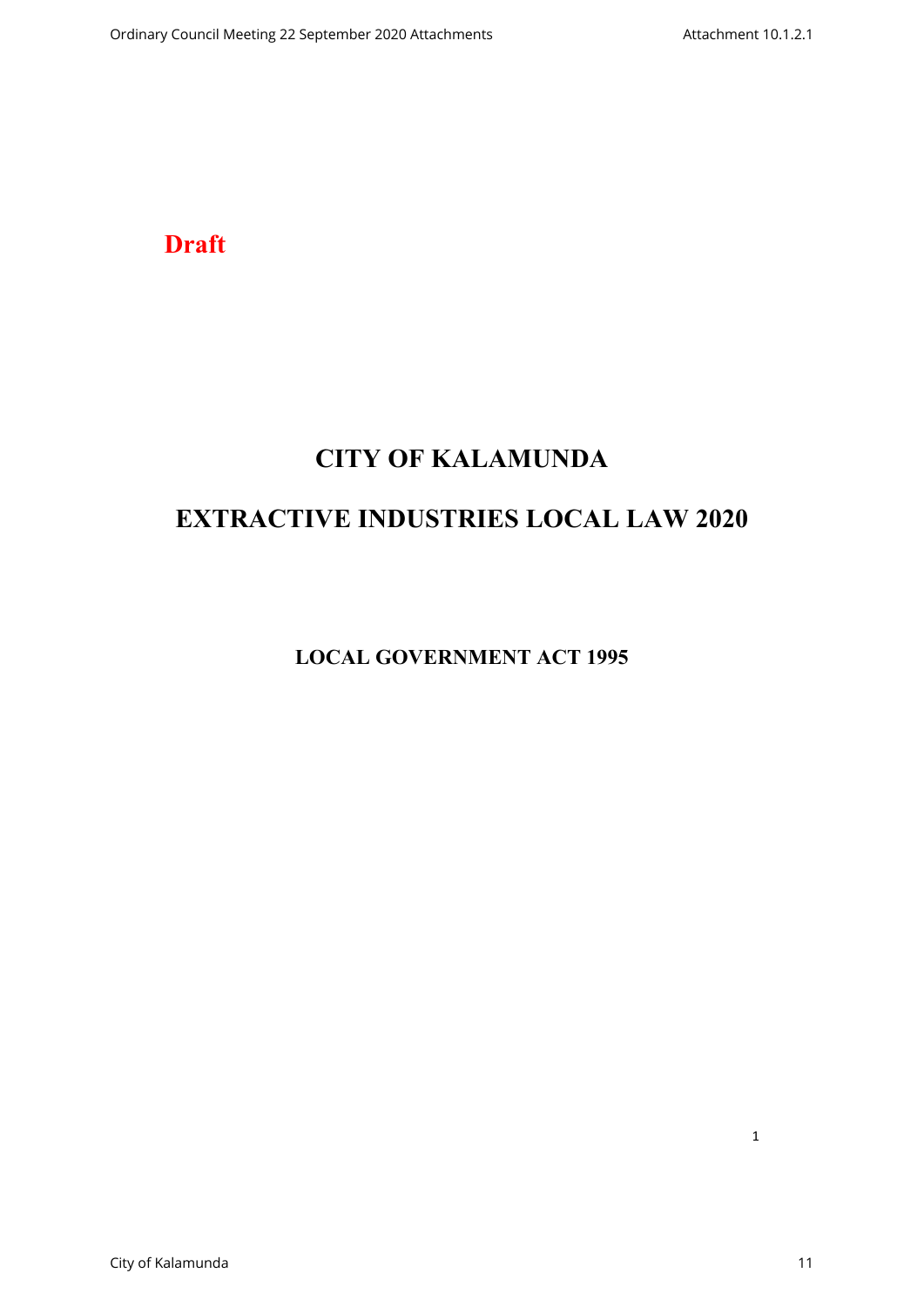**Draft**

# CITY OF KALAMUNDA

# EXTRACTIVE INDUSTRIES LOCAL LAW 2020

## LOCAL GOVERNMENT ACT 1995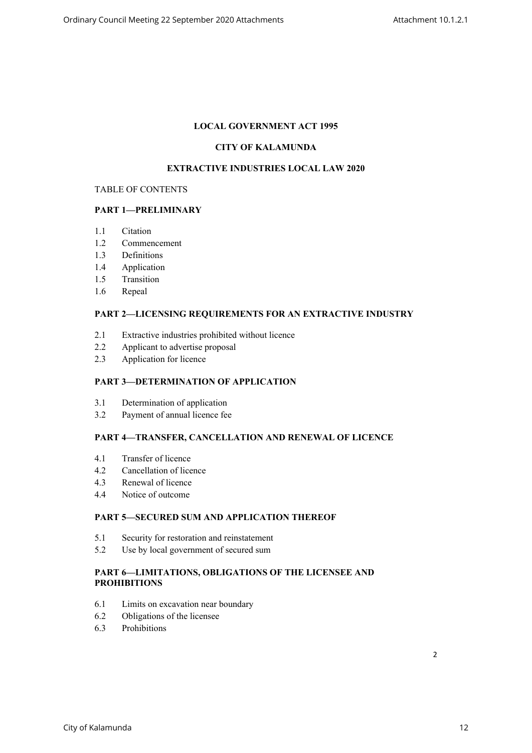**LOCAL GOVERNMENT ACT 1995**

**CITY OF KALAMUNDA**

**EXTRACTIVE INDUSTRIES LOCAL LAW 2020**

TABLE OF CONTENTS

**PART 1—PRELIMINARY**

1.1 Citation
1.2 Commencement
1.3 Definitions
1.4 Application
1.5 Transition
1.6 Repeal

**PART 2—LICENSING REQUIREMENTS FOR AN EXTRACTIVE INDUSTRY**

2.1 Extractive industries prohibited without licence
2.2 Applicant to advertise proposal
2.3 Application for licence

**PART 3—DETERMINATION OF APPLICATION**

3.1 Determination of application
3.2 Payment of annual licence fee

**PART 4—TRANSFER, CANCELLATION AND RENEWAL OF LICENCE**

4.1 Transfer of licence
4.2 Cancellation of licence
4.3 Renewal of licence
4.4 Notice of outcome

**PART 5—SECURED SUM AND APPLICATION THEREOF**

5.1 Security for restoration and reinstatement
5.2 Use by local government of secured sum

**PART 6—LIMITATIONS, OBLIGATIONS OF THE LICENSEE AND PROHIBITIONS**

6.1 Limits on excavation near boundary
6.2 Obligations of the licensee
6.3 Prohibitions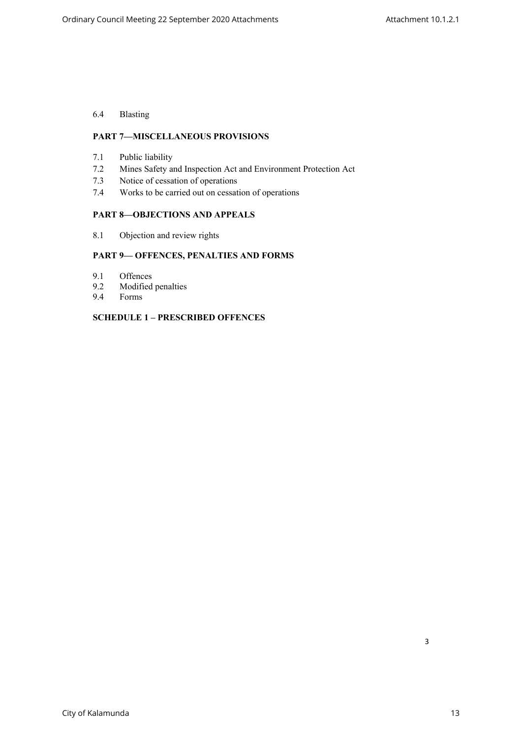6.4 Blasting

**PART 7—MISCELLANEOUS PROVISIONS**

7.1 Public liability
7.2 Mines Safety and Inspection Act and Environment Protection Act
7.3 Notice of cessation of operations
7.4 Works to be carried out on cessation of operations

**PART 8—OBJECTIONS AND APPEALS**

8.1 Objection and review rights

**PART 9— OFFENCES, PENALTIES AND FORMS**

9.1 Offences
9.2 Modified penalties
9.4 Forms

**SCHEDULE 1 – PRESCRIBED OFFENCES**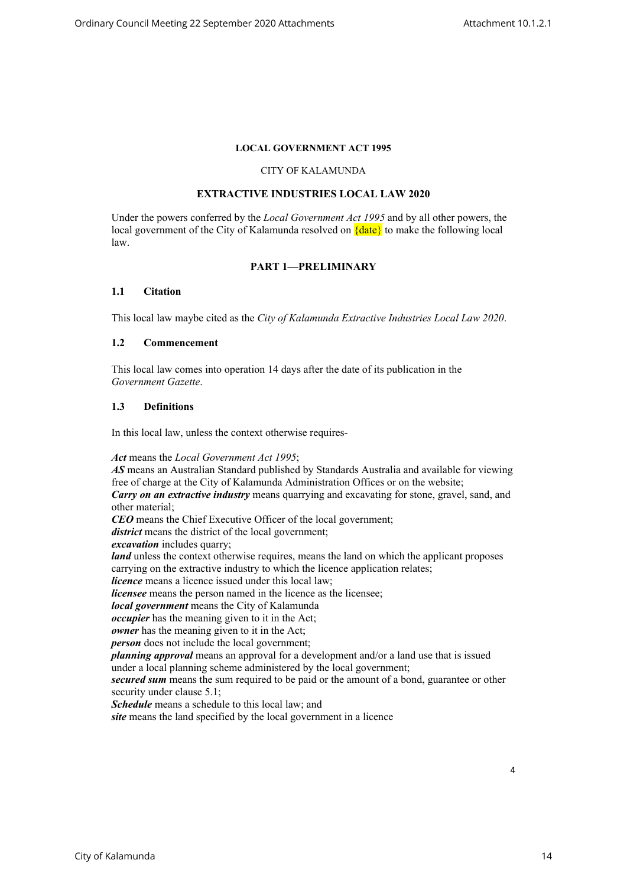**LOCAL GOVERNMENT ACT 1995**

CITY OF KALAMUNDA

**EXTRACTIVE INDUSTRIES LOCAL LAW 2020**

Under the powers conferred by the *Local Government Act 1995* and by all other powers, the local government of the City of Kalamunda resolved on {date} to make the following local law.

## PART 1—PRELIMINARY

### 1.1 Citation

This local law maybe cited as the *City of Kalamunda Extractive Industries Local Law 2020*.

### 1.2 Commencement

This local law comes into operation 14 days after the date of its publication in the *Government Gazette*.

### 1.3 Definitions

In this local law, unless the context otherwise requires-

***Act*** means the *Local Government Act 1995*;
***AS*** means an Australian Standard published by Standards Australia and available for viewing free of charge at the City of Kalamunda Administration Offices or on the website;
***Carry on an extractive industry*** means quarrying and excavating for stone, gravel, sand, and other material;
***CEO*** means the Chief Executive Officer of the local government;
***district*** means the district of the local government;
***excavation*** includes quarry;
***land*** unless the context otherwise requires, means the land on which the applicant proposes carrying on the extractive industry to which the licence application relates;
***licence*** means a licence issued under this local law;
***licensee*** means the person named in the licence as the licensee;
***local government*** means the City of Kalamunda
***occupier*** has the meaning given to it in the Act;
***owner*** has the meaning given to it in the Act;
***person*** does not include the local government;
***planning approval*** means an approval for a development and/or a land use that is issued under a local planning scheme administered by the local government;
***secured sum*** means the sum required to be paid or the amount of a bond, guarantee or other security under clause 5.1;
***Schedule*** means a schedule to this local law; and
***site*** means the land specified by the local government in a licence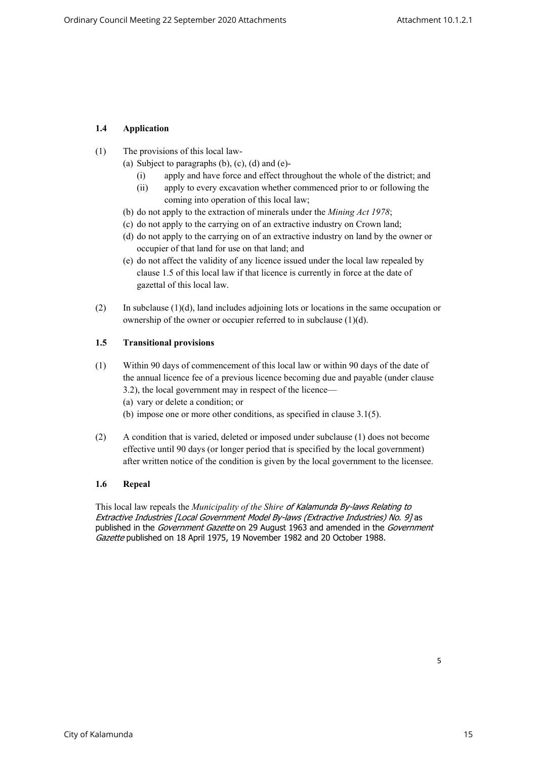### 1.4 Application

(1) The provisions of this local law-

   (a) Subject to paragraphs (b), (c), (d) and (e)-

      (i) apply and have force and effect throughout the whole of the district; and

      (ii) apply to every excavation whether commenced prior to or following the coming into operation of this local law;

   (b) do not apply to the extraction of minerals under the *Mining Act 1978*;

   (c) do not apply to the carrying on of an extractive industry on Crown land;

   (d) do not apply to the carrying on of an extractive industry on land by the owner or occupier of that land for use on that land; and

   (e) do not affect the validity of any licence issued under the local law repealed by clause 1.5 of this local law if that licence is currently in force at the date of gazettal of this local law.

(2) In subclause (1)(d), land includes adjoining lots or locations in the same occupation or ownership of the owner or occupier referred to in subclause (1)(d).

### 1.5 Transitional provisions

(1) Within 90 days of commencement of this local law or within 90 days of the date of the annual licence fee of a previous licence becoming due and payable (under clause 3.2), the local government may in respect of the licence—

   (a) vary or delete a condition; or

   (b) impose one or more other conditions, as specified in clause 3.1(5).

(2) A condition that is varied, deleted or imposed under subclause (1) does not become effective until 90 days (or longer period that is specified by the local government) after written notice of the condition is given by the local government to the licensee.

### 1.6 Repeal

This local law repeals the *Municipality of the Shire of Kalamunda By-laws Relating to Extractive Industries [Local Government Model By-laws (Extractive Industries) No. 9]* as published in the *Government Gazette* on 29 August 1963 and amended in the *Government Gazette* published on 18 April 1975, 19 November 1982 and 20 October 1988.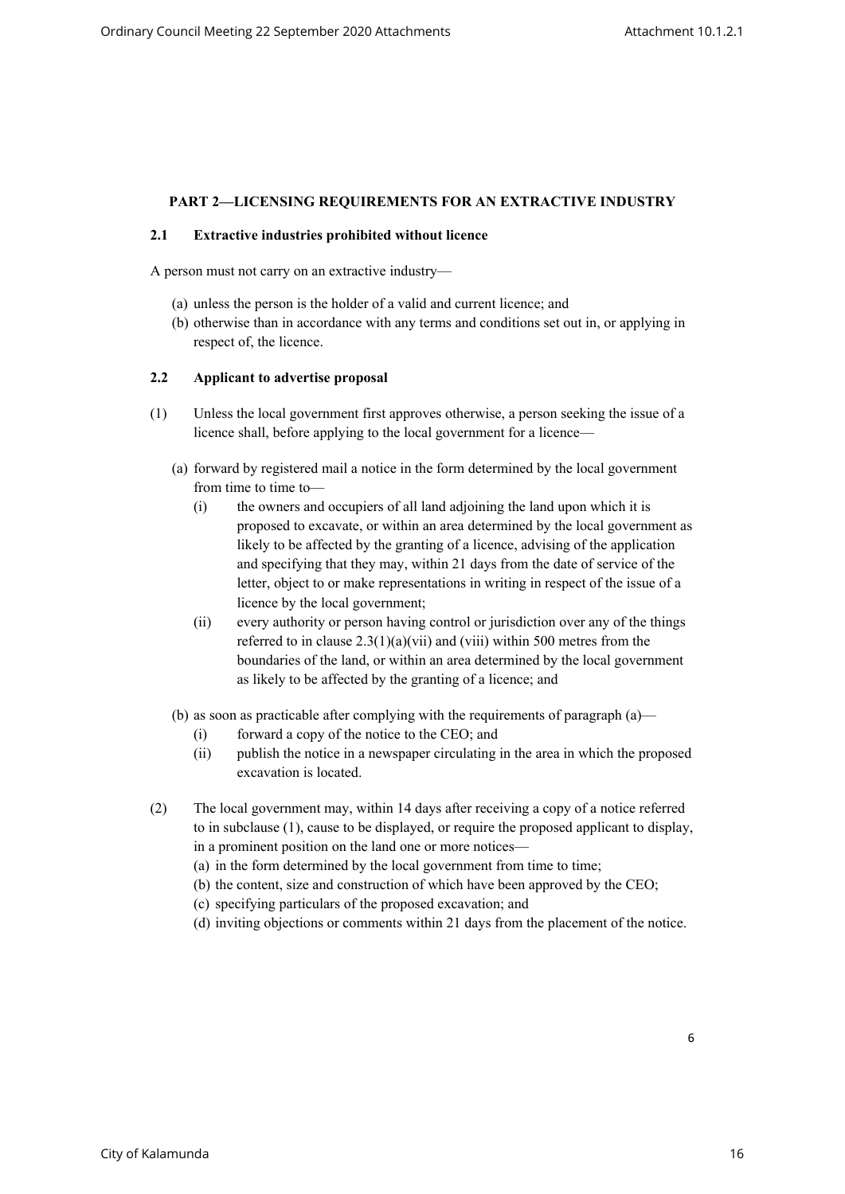## PART 2—LICENSING REQUIREMENTS FOR AN EXTRACTIVE INDUSTRY

### 2.1 Extractive industries prohibited without licence

A person must not carry on an extractive industry—

(a) unless the person is the holder of a valid and current licence; and
(b) otherwise than in accordance with any terms and conditions set out in, or applying in respect of, the licence.

### 2.2 Applicant to advertise proposal

(1) Unless the local government first approves otherwise, a person seeking the issue of a licence shall, before applying to the local government for a licence—

(a) forward by registered mail a notice in the form determined by the local government from time to time to—

(i) the owners and occupiers of all land adjoining the land upon which it is proposed to excavate, or within an area determined by the local government as likely to be affected by the granting of a licence, advising of the application and specifying that they may, within 21 days from the date of service of the letter, object to or make representations in writing in respect of the issue of a licence by the local government;

(ii) every authority or person having control or jurisdiction over any of the things referred to in clause 2.3(1)(a)(vii) and (viii) within 500 metres from the boundaries of the land, or within an area determined by the local government as likely to be affected by the granting of a licence; and

(b) as soon as practicable after complying with the requirements of paragraph (a)—

(i) forward a copy of the notice to the CEO; and

(ii) publish the notice in a newspaper circulating in the area in which the proposed excavation is located.

(2) The local government may, within 14 days after receiving a copy of a notice referred to in subclause (1), cause to be displayed, or require the proposed applicant to display, in a prominent position on the land one or more notices—

(a) in the form determined by the local government from time to time;
(b) the content, size and construction of which have been approved by the CEO;
(c) specifying particulars of the proposed excavation; and
(d) inviting objections or comments within 21 days from the placement of the notice.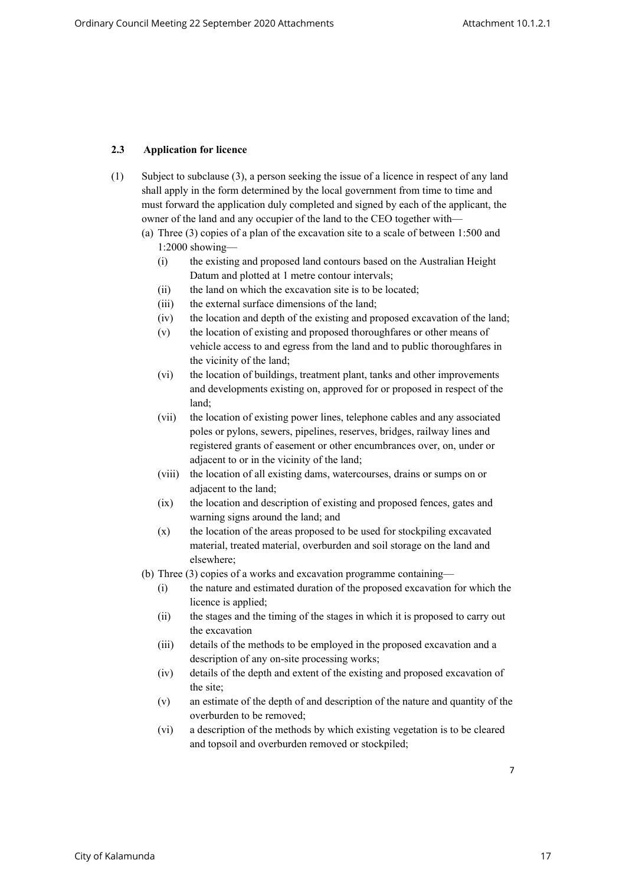**2.3 Application for licence**

(1) Subject to subclause (3), a person seeking the issue of a licence in respect of any land shall apply in the form determined by the local government from time to time and must forward the application duly completed and signed by each of the applicant, the owner of the land and any occupier of the land to the CEO together with—

(a) Three (3) copies of a plan of the excavation site to a scale of between 1:500 and 1:2000 showing—

- (i) the existing and proposed land contours based on the Australian Height Datum and plotted at 1 metre contour intervals;
- (ii) the land on which the excavation site is to be located;
- (iii) the external surface dimensions of the land;
- (iv) the location and depth of the existing and proposed excavation of the land;
- (v) the location of existing and proposed thoroughfares or other means of vehicle access to and egress from the land and to public thoroughfares in the vicinity of the land;
- (vi) the location of buildings, treatment plant, tanks and other improvements and developments existing on, approved for or proposed in respect of the land;
- (vii) the location of existing power lines, telephone cables and any associated poles or pylons, sewers, pipelines, reserves, bridges, railway lines and registered grants of easement or other encumbrances over, on, under or adjacent to or in the vicinity of the land;
- (viii) the location of all existing dams, watercourses, drains or sumps on or adjacent to the land;
- (ix) the location and description of existing and proposed fences, gates and warning signs around the land; and
- (x) the location of the areas proposed to be used for stockpiling excavated material, treated material, overburden and soil storage on the land and elsewhere;

(b) Three (3) copies of a works and excavation programme containing—

- (i) the nature and estimated duration of the proposed excavation for which the licence is applied;
- (ii) the stages and the timing of the stages in which it is proposed to carry out the excavation
- (iii) details of the methods to be employed in the proposed excavation and a description of any on-site processing works;
- (iv) details of the depth and extent of the existing and proposed excavation of the site;
- (v) an estimate of the depth of and description of the nature and quantity of the overburden to be removed;
- (vi) a description of the methods by which existing vegetation is to be cleared and topsoil and overburden removed or stockpiled;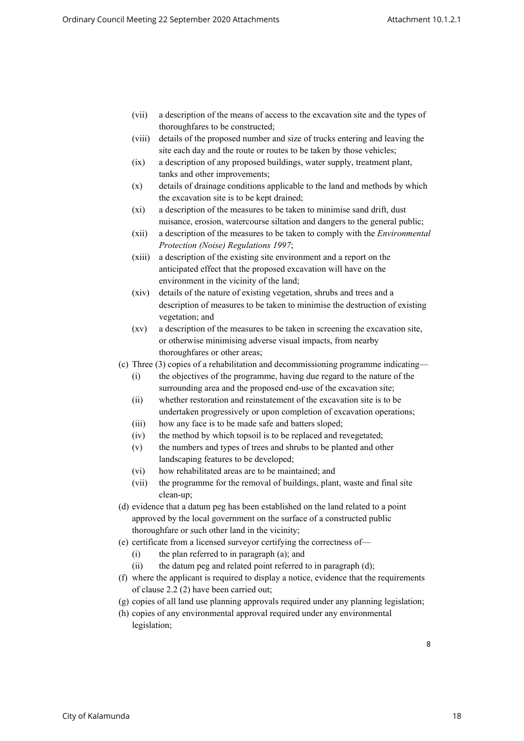(vii) a description of the means of access to the excavation site and the types of thoroughfares to be constructed;

(viii) details of the proposed number and size of trucks entering and leaving the site each day and the route or routes to be taken by those vehicles;

(ix) a description of any proposed buildings, water supply, treatment plant, tanks and other improvements;

(x) details of drainage conditions applicable to the land and methods by which the excavation site is to be kept drained;

(xi) a description of the measures to be taken to minimise sand drift, dust nuisance, erosion, watercourse siltation and dangers to the general public;

(xii) a description of the measures to be taken to comply with the *Environmental Protection (Noise) Regulations 1997*;

(xiii) a description of the existing site environment and a report on the anticipated effect that the proposed excavation will have on the environment in the vicinity of the land;

(xiv) details of the nature of existing vegetation, shrubs and trees and a description of measures to be taken to minimise the destruction of existing vegetation; and

(xv) a description of the measures to be taken in screening the excavation site, or otherwise minimising adverse visual impacts, from nearby thoroughfares or other areas;

(c) Three (3) copies of a rehabilitation and decommissioning programme indicating—

(i) the objectives of the programme, having due regard to the nature of the surrounding area and the proposed end-use of the excavation site;

(ii) whether restoration and reinstatement of the excavation site is to be undertaken progressively or upon completion of excavation operations;

(iii) how any face is to be made safe and batters sloped;

(iv) the method by which topsoil is to be replaced and revegetated;

(v) the numbers and types of trees and shrubs to be planted and other landscaping features to be developed;

(vi) how rehabilitated areas are to be maintained; and

(vii) the programme for the removal of buildings, plant, waste and final site clean-up;

(d) evidence that a datum peg has been established on the land related to a point approved by the local government on the surface of a constructed public thoroughfare or such other land in the vicinity;

(e) certificate from a licensed surveyor certifying the correctness of—

(i) the plan referred to in paragraph (a); and

(ii) the datum peg and related point referred to in paragraph (d);

(f) where the applicant is required to display a notice, evidence that the requirements of clause 2.2 (2) have been carried out;

(g) copies of all land use planning approvals required under any planning legislation;

(h) copies of any environmental approval required under any environmental legislation;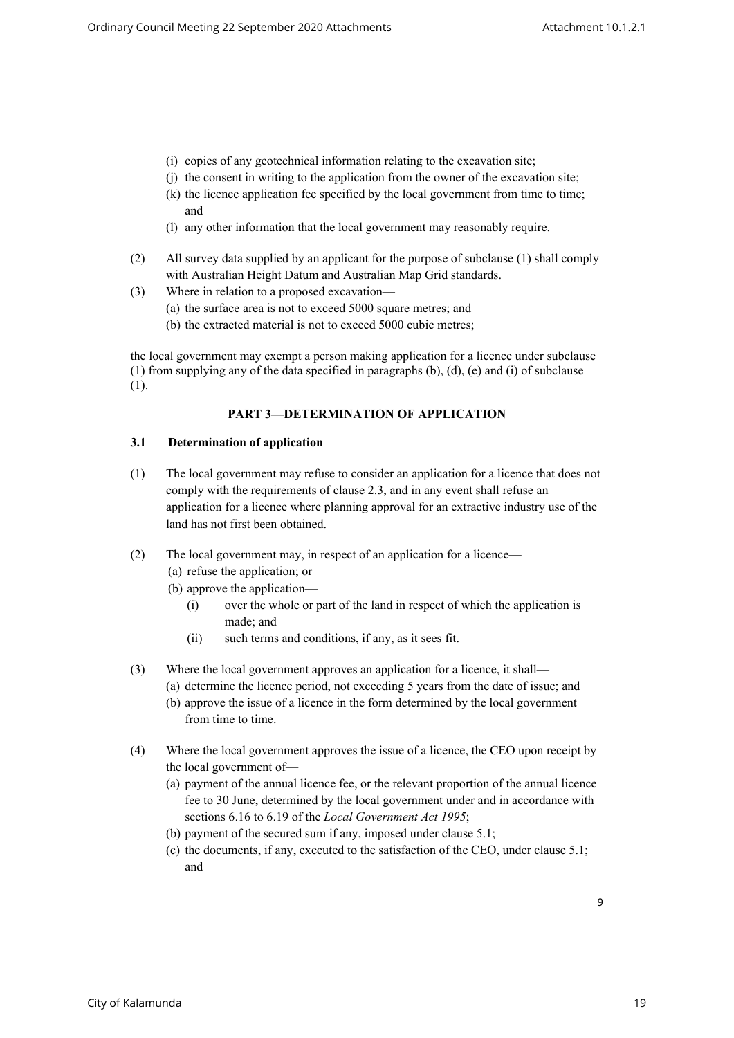(i) copies of any geotechnical information relating to the excavation site;
(j) the consent in writing to the application from the owner of the excavation site;
(k) the licence application fee specified by the local government from time to time; and
(l) any other information that the local government may reasonably require.

(2) All survey data supplied by an applicant for the purpose of subclause (1) shall comply with Australian Height Datum and Australian Map Grid standards.

(3) Where in relation to a proposed excavation—
   (a) the surface area is not to exceed 5000 square metres; and
   (b) the extracted material is not to exceed 5000 cubic metres;

the local government may exempt a person making application for a licence under subclause (1) from supplying any of the data specified in paragraphs (b), (d), (e) and (i) of subclause (1).

## PART 3—DETERMINATION OF APPLICATION

### 3.1 Determination of application

(1) The local government may refuse to consider an application for a licence that does not comply with the requirements of clause 2.3, and in any event shall refuse an application for a licence where planning approval for an extractive industry use of the land has not first been obtained.

(2) The local government may, in respect of an application for a licence—
   (a) refuse the application; or
   (b) approve the application—
      (i) over the whole or part of the land in respect of which the application is made; and
      (ii) such terms and conditions, if any, as it sees fit.

(3) Where the local government approves an application for a licence, it shall—
   (a) determine the licence period, not exceeding 5 years from the date of issue; and
   (b) approve the issue of a licence in the form determined by the local government from time to time.

(4) Where the local government approves the issue of a licence, the CEO upon receipt by the local government of—
   (a) payment of the annual licence fee, or the relevant proportion of the annual licence fee to 30 June, determined by the local government under and in accordance with sections 6.16 to 6.19 of the *Local Government Act 1995*;
   (b) payment of the secured sum if any, imposed under clause 5.1;
   (c) the documents, if any, executed to the satisfaction of the CEO, under clause 5.1; and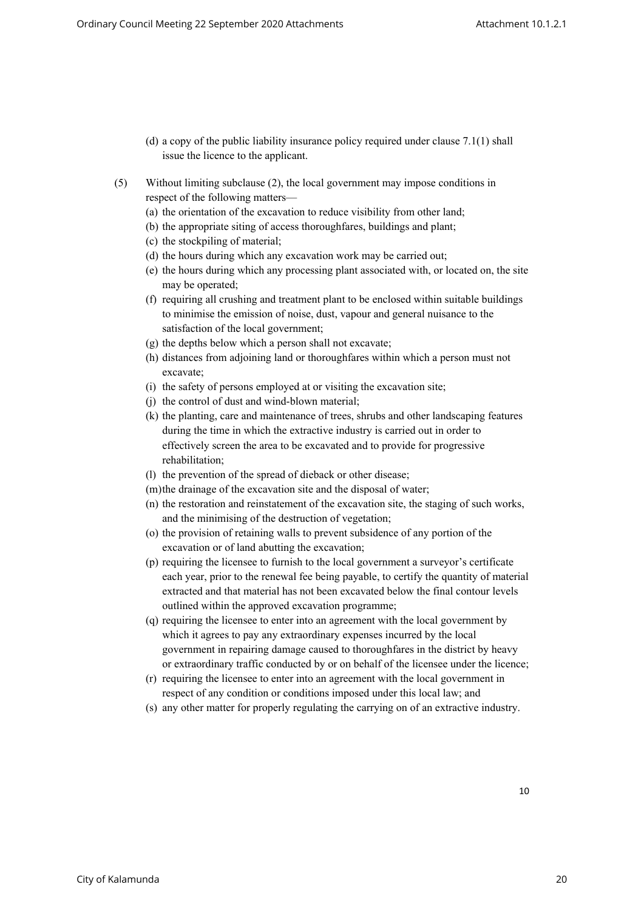(d) a copy of the public liability insurance policy required under clause 7.1(1) shall issue the licence to the applicant.

(5) Without limiting subclause (2), the local government may impose conditions in respect of the following matters—

(a) the orientation of the excavation to reduce visibility from other land;
(b) the appropriate siting of access thoroughfares, buildings and plant;
(c) the stockpiling of material;
(d) the hours during which any excavation work may be carried out;
(e) the hours during which any processing plant associated with, or located on, the site may be operated;
(f) requiring all crushing and treatment plant to be enclosed within suitable buildings to minimise the emission of noise, dust, vapour and general nuisance to the satisfaction of the local government;
(g) the depths below which a person shall not excavate;
(h) distances from adjoining land or thoroughfares within which a person must not excavate;
(i) the safety of persons employed at or visiting the excavation site;
(j) the control of dust and wind-blown material;
(k) the planting, care and maintenance of trees, shrubs and other landscaping features during the time in which the extractive industry is carried out in order to effectively screen the area to be excavated and to provide for progressive rehabilitation;
(l) the prevention of the spread of dieback or other disease;
(m) the drainage of the excavation site and the disposal of water;
(n) the restoration and reinstatement of the excavation site, the staging of such works, and the minimising of the destruction of vegetation;
(o) the provision of retaining walls to prevent subsidence of any portion of the excavation or of land abutting the excavation;
(p) requiring the licensee to furnish to the local government a surveyor's certificate each year, prior to the renewal fee being payable, to certify the quantity of material extracted and that material has not been excavated below the final contour levels outlined within the approved excavation programme;
(q) requiring the licensee to enter into an agreement with the local government by which it agrees to pay any extraordinary expenses incurred by the local government in repairing damage caused to thoroughfares in the district by heavy or extraordinary traffic conducted by or on behalf of the licensee under the licence;
(r) requiring the licensee to enter into an agreement with the local government in respect of any condition or conditions imposed under this local law; and
(s) any other matter for properly regulating the carrying on of an extractive industry.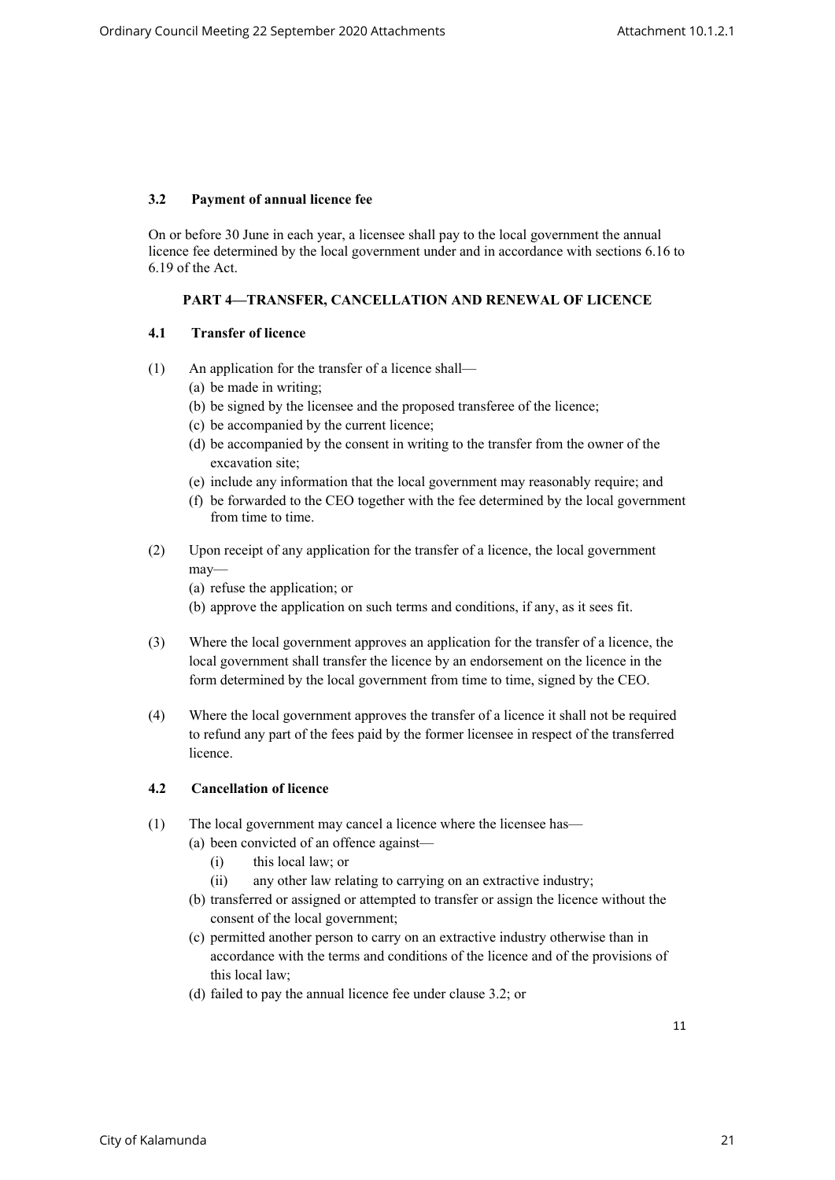### 3.2 Payment of annual licence fee

On or before 30 June in each year, a licensee shall pay to the local government the annual licence fee determined by the local government under and in accordance with sections 6.16 to 6.19 of the Act.

## PART 4—TRANSFER, CANCELLATION AND RENEWAL OF LICENCE

### 4.1 Transfer of licence

(1) An application for the transfer of a licence shall—
   (a) be made in writing;
   (b) be signed by the licensee and the proposed transferee of the licence;
   (c) be accompanied by the current licence;
   (d) be accompanied by the consent in writing to the transfer from the owner of the excavation site;
   (e) include any information that the local government may reasonably require; and
   (f) be forwarded to the CEO together with the fee determined by the local government from time to time.

(2) Upon receipt of any application for the transfer of a licence, the local government may—
   (a) refuse the application; or
   (b) approve the application on such terms and conditions, if any, as it sees fit.

(3) Where the local government approves an application for the transfer of a licence, the local government shall transfer the licence by an endorsement on the licence in the form determined by the local government from time to time, signed by the CEO.

(4) Where the local government approves the transfer of a licence it shall not be required to refund any part of the fees paid by the former licensee in respect of the transferred licence.

### 4.2 Cancellation of licence

(1) The local government may cancel a licence where the licensee has—
   (a) been convicted of an offence against—
      (i) this local law; or
      (ii) any other law relating to carrying on an extractive industry;
   (b) transferred or assigned or attempted to transfer or assign the licence without the consent of the local government;
   (c) permitted another person to carry on an extractive industry otherwise than in accordance with the terms and conditions of the licence and of the provisions of this local law;
   (d) failed to pay the annual licence fee under clause 3.2; or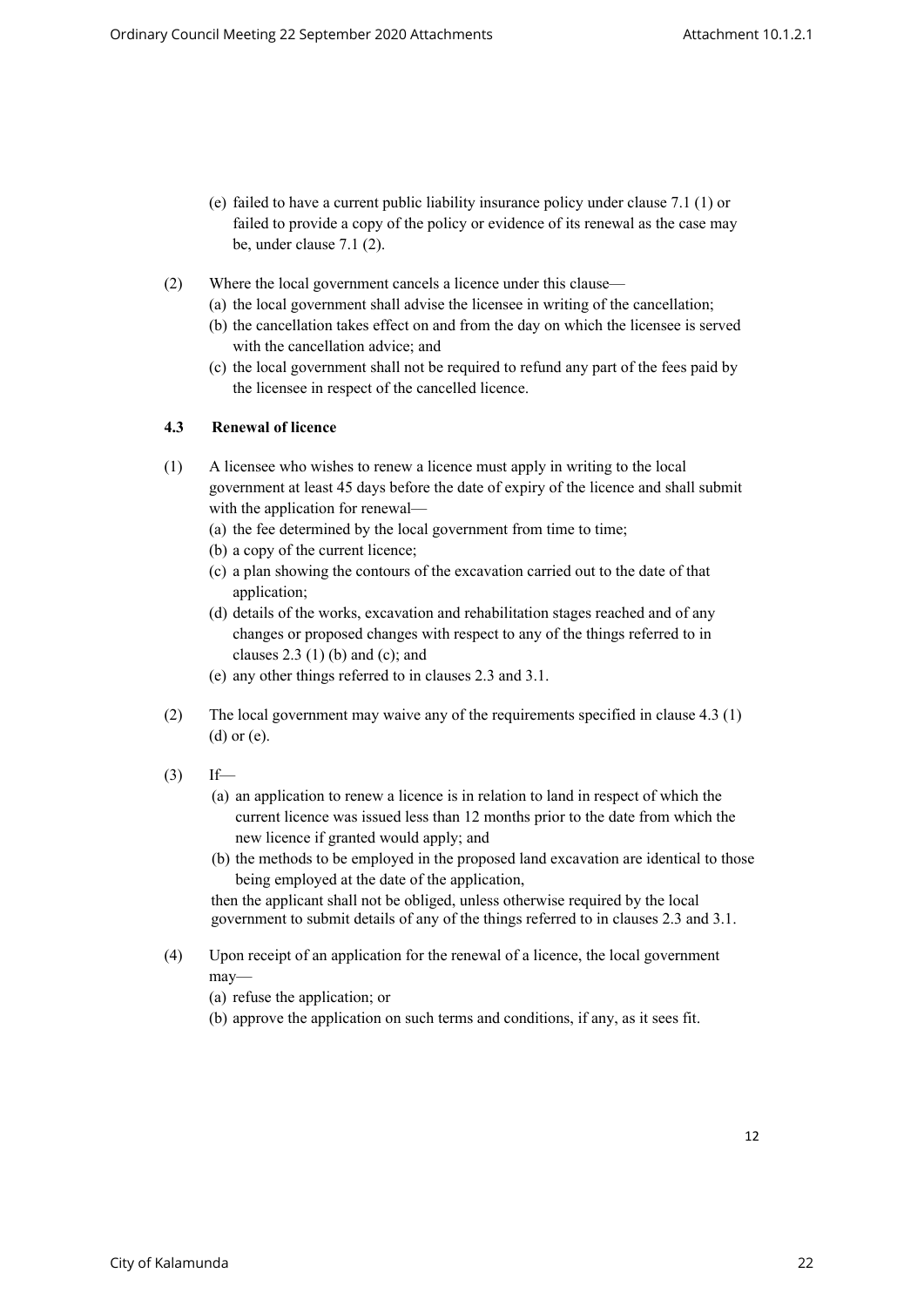(e) failed to have a current public liability insurance policy under clause 7.1 (1) or failed to provide a copy of the policy or evidence of its renewal as the case may be, under clause 7.1 (2).

(2) Where the local government cancels a licence under this clause—

(a) the local government shall advise the licensee in writing of the cancellation;

(b) the cancellation takes effect on and from the day on which the licensee is served with the cancellation advice; and

(c) the local government shall not be required to refund any part of the fees paid by the licensee in respect of the cancelled licence.

**4.3 Renewal of licence**

(1) A licensee who wishes to renew a licence must apply in writing to the local government at least 45 days before the date of expiry of the licence and shall submit with the application for renewal—

(a) the fee determined by the local government from time to time;

(b) a copy of the current licence;

(c) a plan showing the contours of the excavation carried out to the date of that application;

(d) details of the works, excavation and rehabilitation stages reached and of any changes or proposed changes with respect to any of the things referred to in clauses 2.3 (1) (b) and (c); and

(e) any other things referred to in clauses 2.3 and 3.1.

(2) The local government may waive any of the requirements specified in clause 4.3 (1) (d) or (e).

(3) If—

(a) an application to renew a licence is in relation to land in respect of which the current licence was issued less than 12 months prior to the date from which the new licence if granted would apply; and

(b) the methods to be employed in the proposed land excavation are identical to those being employed at the date of the application,

then the applicant shall not be obliged, unless otherwise required by the local government to submit details of any of the things referred to in clauses 2.3 and 3.1.

(4) Upon receipt of an application for the renewal of a licence, the local government may—

(a) refuse the application; or

(b) approve the application on such terms and conditions, if any, as it sees fit.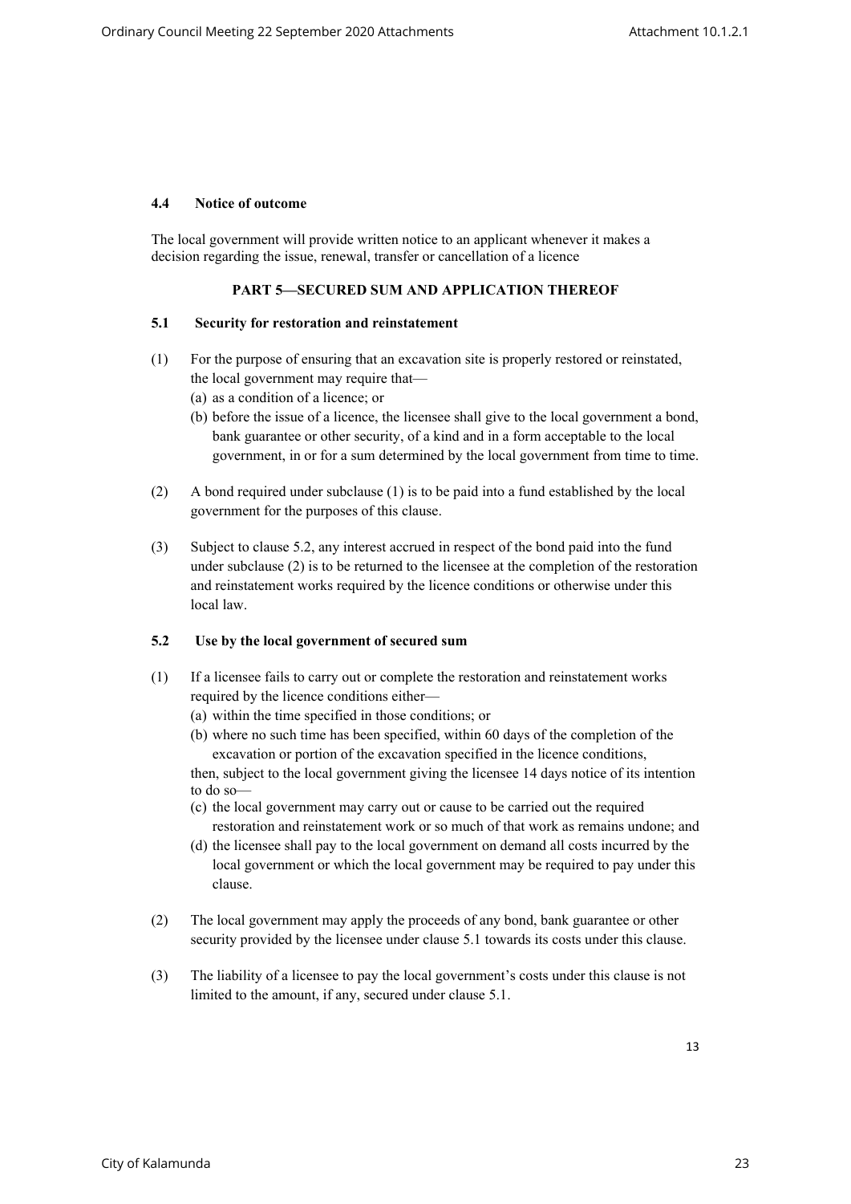### 4.4 Notice of outcome

The local government will provide written notice to an applicant whenever it makes a decision regarding the issue, renewal, transfer or cancellation of a licence

## PART 5—SECURED SUM AND APPLICATION THEREOF

### 5.1 Security for restoration and reinstatement

(1) For the purpose of ensuring that an excavation site is properly restored or reinstated, the local government may require that—
   (a) as a condition of a licence; or
   (b) before the issue of a licence, the licensee shall give to the local government a bond, bank guarantee or other security, of a kind and in a form acceptable to the local government, in or for a sum determined by the local government from time to time.

(2) A bond required under subclause (1) is to be paid into a fund established by the local government for the purposes of this clause.

(3) Subject to clause 5.2, any interest accrued in respect of the bond paid into the fund under subclause (2) is to be returned to the licensee at the completion of the restoration and reinstatement works required by the licence conditions or otherwise under this local law.

### 5.2 Use by the local government of secured sum

(1) If a licensee fails to carry out or complete the restoration and reinstatement works required by the licence conditions either—
   (a) within the time specified in those conditions; or
   (b) where no such time has been specified, within 60 days of the completion of the excavation or portion of the excavation specified in the licence conditions,

   then, subject to the local government giving the licensee 14 days notice of its intention to do so—
   (c) the local government may carry out or cause to be carried out the required restoration and reinstatement work or so much of that work as remains undone; and
   (d) the licensee shall pay to the local government on demand all costs incurred by the local government or which the local government may be required to pay under this clause.

(2) The local government may apply the proceeds of any bond, bank guarantee or other security provided by the licensee under clause 5.1 towards its costs under this clause.

(3) The liability of a licensee to pay the local government's costs under this clause is not limited to the amount, if any, secured under clause 5.1.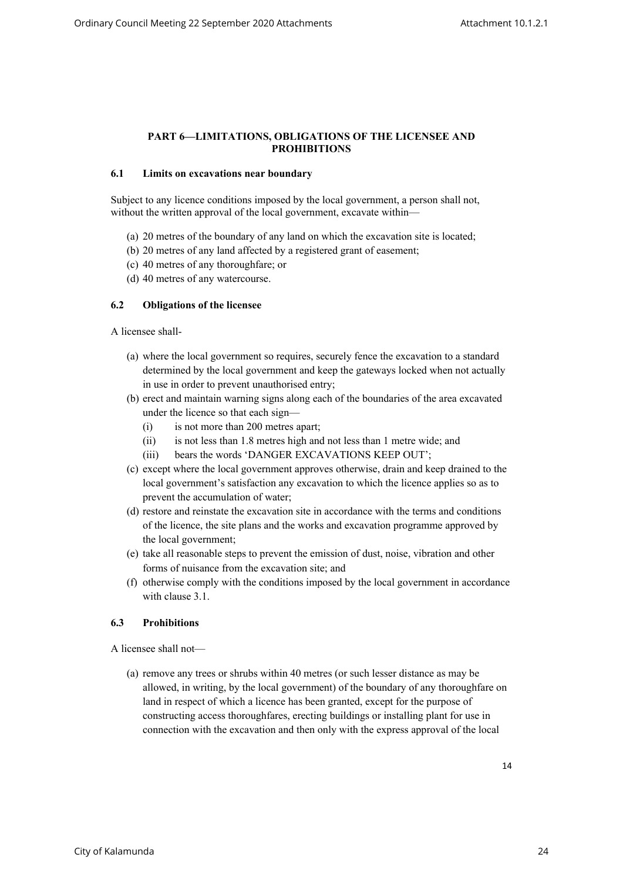## PART 6—LIMITATIONS, OBLIGATIONS OF THE LICENSEE AND PROHIBITIONS

### 6.1 Limits on excavations near boundary

Subject to any licence conditions imposed by the local government, a person shall not, without the written approval of the local government, excavate within—

(a) 20 metres of the boundary of any land on which the excavation site is located;
(b) 20 metres of any land affected by a registered grant of easement;
(c) 40 metres of any thoroughfare; or
(d) 40 metres of any watercourse.

### 6.2 Obligations of the licensee

A licensee shall-

(a) where the local government so requires, securely fence the excavation to a standard determined by the local government and keep the gateways locked when not actually in use in order to prevent unauthorised entry;
(b) erect and maintain warning signs along each of the boundaries of the area excavated under the licence so that each sign—
   (i) is not more than 200 metres apart;
   (ii) is not less than 1.8 metres high and not less than 1 metre wide; and
   (iii) bears the words 'DANGER EXCAVATIONS KEEP OUT';
(c) except where the local government approves otherwise, drain and keep drained to the local government's satisfaction any excavation to which the licence applies so as to prevent the accumulation of water;
(d) restore and reinstate the excavation site in accordance with the terms and conditions of the licence, the site plans and the works and excavation programme approved by the local government;
(e) take all reasonable steps to prevent the emission of dust, noise, vibration and other forms of nuisance from the excavation site; and
(f) otherwise comply with the conditions imposed by the local government in accordance with clause 3.1.

### 6.3 Prohibitions

A licensee shall not—

(a) remove any trees or shrubs within 40 metres (or such lesser distance as may be allowed, in writing, by the local government) of the boundary of any thoroughfare on land in respect of which a licence has been granted, except for the purpose of constructing access thoroughfares, erecting buildings or installing plant for use in connection with the excavation and then only with the express approval of the local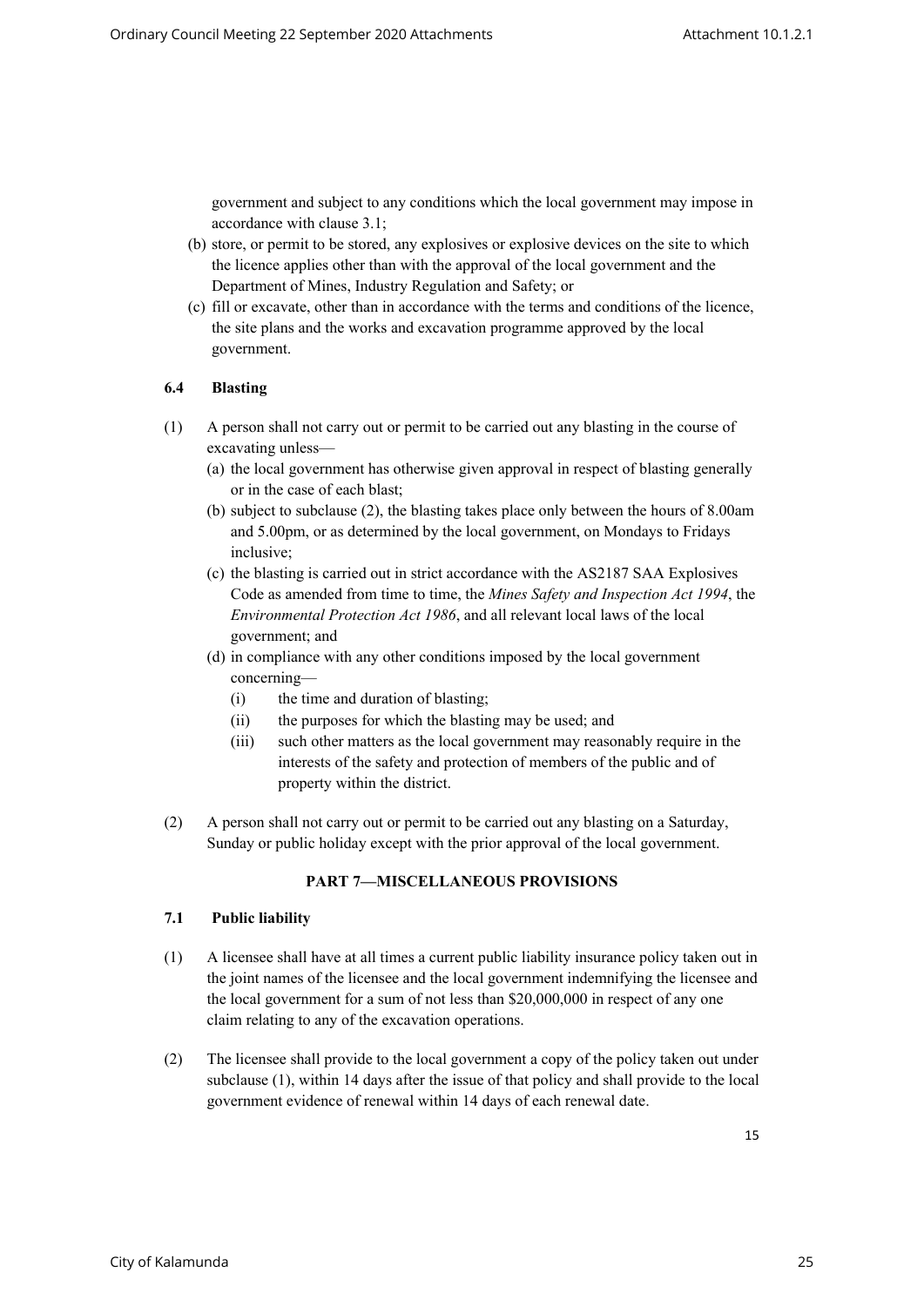government and subject to any conditions which the local government may impose in accordance with clause 3.1;

(b) store, or permit to be stored, any explosives or explosive devices on the site to which the licence applies other than with the approval of the local government and the Department of Mines, Industry Regulation and Safety; or

(c) fill or excavate, other than in accordance with the terms and conditions of the licence, the site plans and the works and excavation programme approved by the local government.

### 6.4 Blasting

(1) A person shall not carry out or permit to be carried out any blasting in the course of excavating unless—

(a) the local government has otherwise given approval in respect of blasting generally or in the case of each blast;

(b) subject to subclause (2), the blasting takes place only between the hours of 8.00am and 5.00pm, or as determined by the local government, on Mondays to Fridays inclusive;

(c) the blasting is carried out in strict accordance with the AS2187 SAA Explosives Code as amended from time to time, the *Mines Safety and Inspection Act 1994*, the *Environmental Protection Act 1986*, and all relevant local laws of the local government; and

(d) in compliance with any other conditions imposed by the local government concerning—

   (i) the time and duration of blasting;

   (ii) the purposes for which the blasting may be used; and

   (iii) such other matters as the local government may reasonably require in the interests of the safety and protection of members of the public and of property within the district.

(2) A person shall not carry out or permit to be carried out any blasting on a Saturday, Sunday or public holiday except with the prior approval of the local government.

## PART 7—MISCELLANEOUS PROVISIONS

### 7.1 Public liability

(1) A licensee shall have at all times a current public liability insurance policy taken out in the joint names of the licensee and the local government indemnifying the licensee and the local government for a sum of not less than $20,000,000 in respect of any one claim relating to any of the excavation operations.

(2) The licensee shall provide to the local government a copy of the policy taken out under subclause (1), within 14 days after the issue of that policy and shall provide to the local government evidence of renewal within 14 days of each renewal date.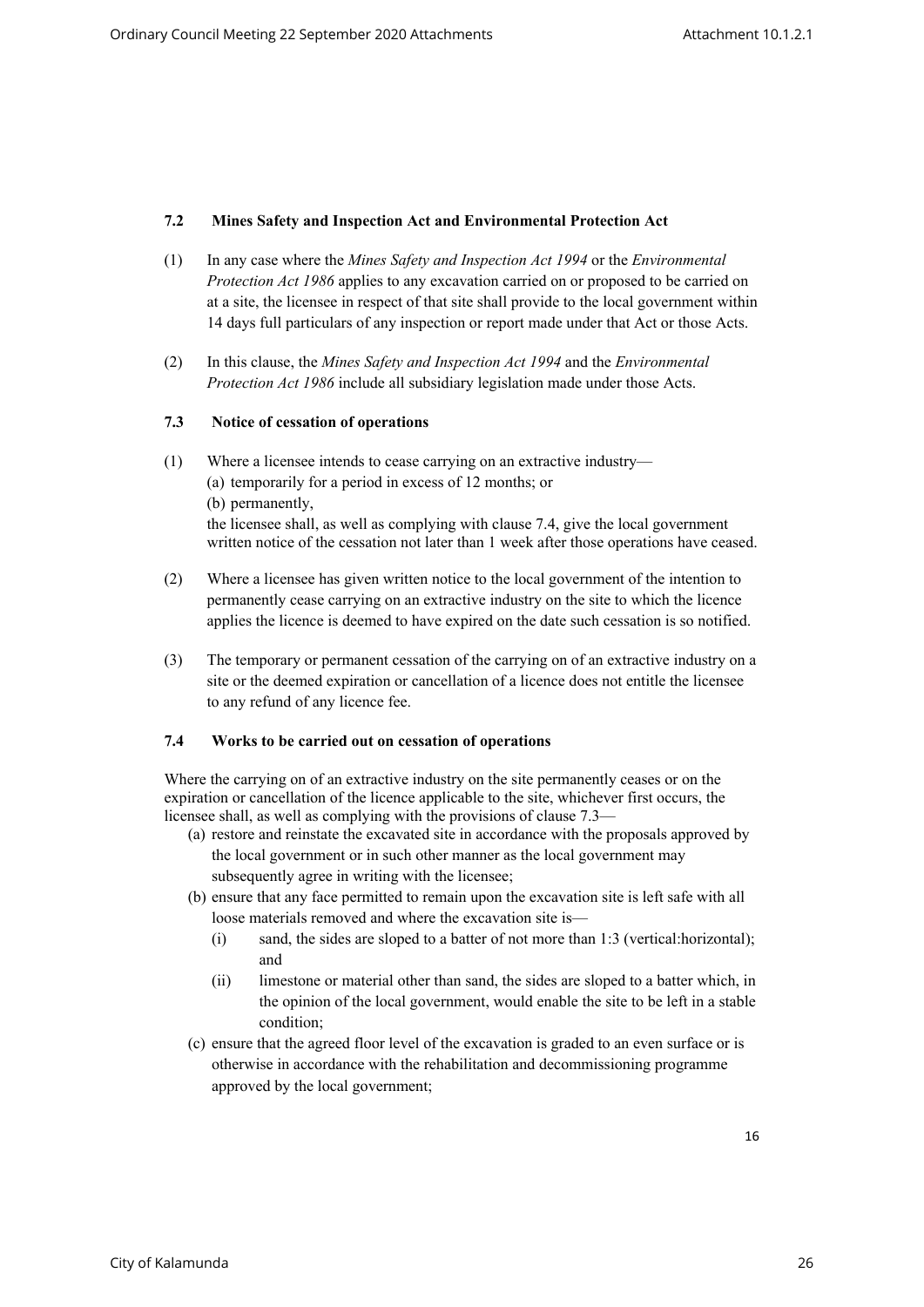### 7.2 Mines Safety and Inspection Act and Environmental Protection Act

(1) In any case where the *Mines Safety and Inspection Act 1994* or the *Environmental Protection Act 1986* applies to any excavation carried on or proposed to be carried on at a site, the licensee in respect of that site shall provide to the local government within 14 days full particulars of any inspection or report made under that Act or those Acts.

(2) In this clause, the *Mines Safety and Inspection Act 1994* and the *Environmental Protection Act 1986* include all subsidiary legislation made under those Acts.

### 7.3 Notice of cessation of operations

(1) Where a licensee intends to cease carrying on an extractive industry—
   (a) temporarily for a period in excess of 12 months; or
   (b) permanently,

   the licensee shall, as well as complying with clause 7.4, give the local government written notice of the cessation not later than 1 week after those operations have ceased.

(2) Where a licensee has given written notice to the local government of the intention to permanently cease carrying on an extractive industry on the site to which the licence applies the licence is deemed to have expired on the date such cessation is so notified.

(3) The temporary or permanent cessation of the carrying on of an extractive industry on a site or the deemed expiration or cancellation of a licence does not entitle the licensee to any refund of any licence fee.

### 7.4 Works to be carried out on cessation of operations

Where the carrying on of an extractive industry on the site permanently ceases or on the expiration or cancellation of the licence applicable to the site, whichever first occurs, the licensee shall, as well as complying with the provisions of clause 7.3—

(a) restore and reinstate the excavated site in accordance with the proposals approved by the local government or in such other manner as the local government may subsequently agree in writing with the licensee;

(b) ensure that any face permitted to remain upon the excavation site is left safe with all loose materials removed and where the excavation site is—
   (i) sand, the sides are sloped to a batter of not more than 1:3 (vertical:horizontal); and
   (ii) limestone or material other than sand, the sides are sloped to a batter which, in the opinion of the local government, would enable the site to be left in a stable condition;

(c) ensure that the agreed floor level of the excavation is graded to an even surface or is otherwise in accordance with the rehabilitation and decommissioning programme approved by the local government;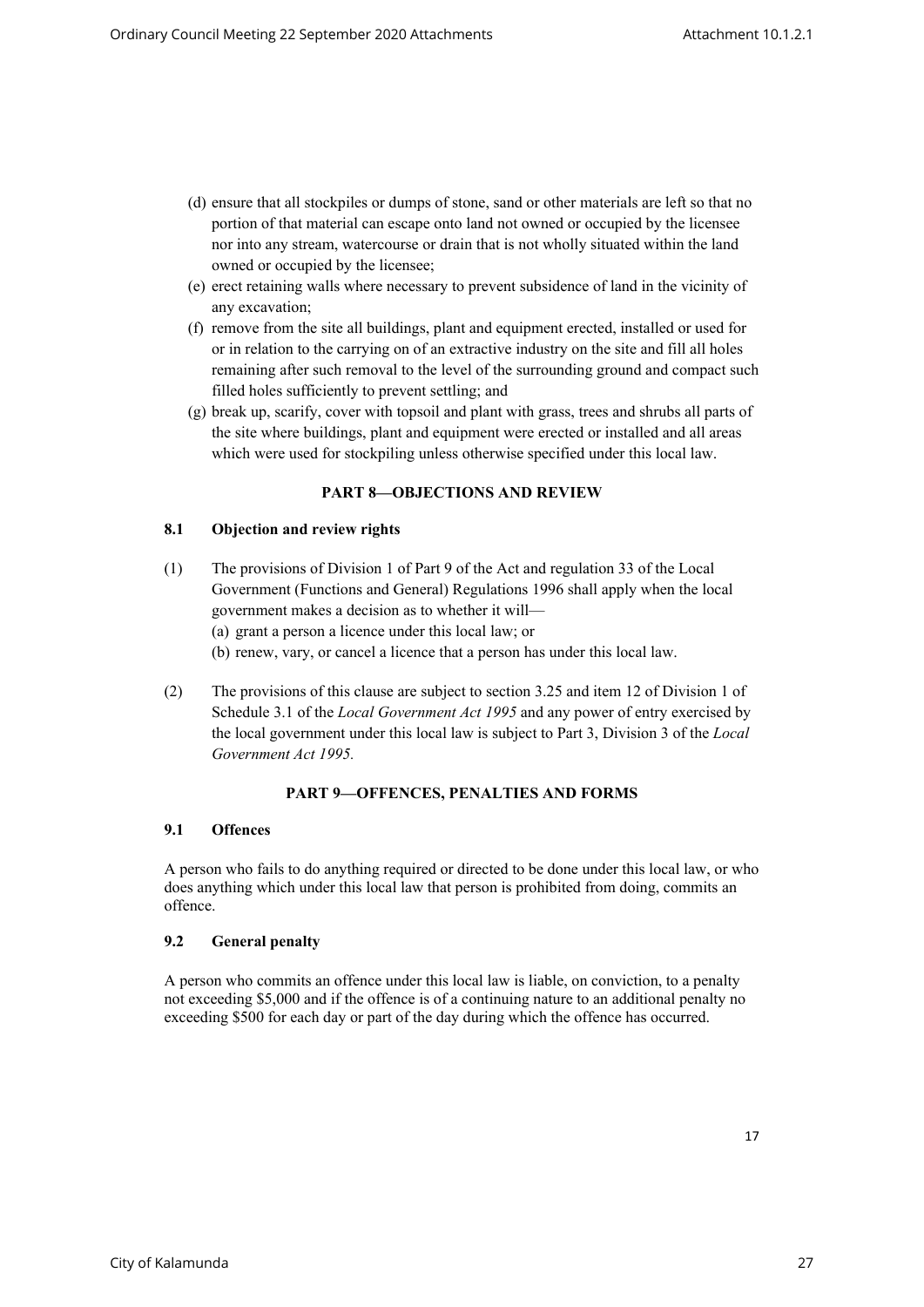(d) ensure that all stockpiles or dumps of stone, sand or other materials are left so that no portion of that material can escape onto land not owned or occupied by the licensee nor into any stream, watercourse or drain that is not wholly situated within the land owned or occupied by the licensee;

(e) erect retaining walls where necessary to prevent subsidence of land in the vicinity of any excavation;

(f) remove from the site all buildings, plant and equipment erected, installed or used for or in relation to the carrying on of an extractive industry on the site and fill all holes remaining after such removal to the level of the surrounding ground and compact such filled holes sufficiently to prevent settling; and

(g) break up, scarify, cover with topsoil and plant with grass, trees and shrubs all parts of the site where buildings, plant and equipment were erected or installed and all areas which were used for stockpiling unless otherwise specified under this local law.

## PART 8—OBJECTIONS AND REVIEW

### 8.1 Objection and review rights

(1) The provisions of Division 1 of Part 9 of the Act and regulation 33 of the Local Government (Functions and General) Regulations 1996 shall apply when the local government makes a decision as to whether it will—

(a) grant a person a licence under this local law; or

(b) renew, vary, or cancel a licence that a person has under this local law.

(2) The provisions of this clause are subject to section 3.25 and item 12 of Division 1 of Schedule 3.1 of the *Local Government Act 1995* and any power of entry exercised by the local government under this local law is subject to Part 3, Division 3 of the *Local Government Act 1995.*

## PART 9—OFFENCES, PENALTIES AND FORMS

### 9.1 Offences

A person who fails to do anything required or directed to be done under this local law, or who does anything which under this local law that person is prohibited from doing, commits an offence.

### 9.2 General penalty

A person who commits an offence under this local law is liable, on conviction, to a penalty not exceeding $5,000 and if the offence is of a continuing nature to an additional penalty no exceeding $500 for each day or part of the day during which the offence has occurred.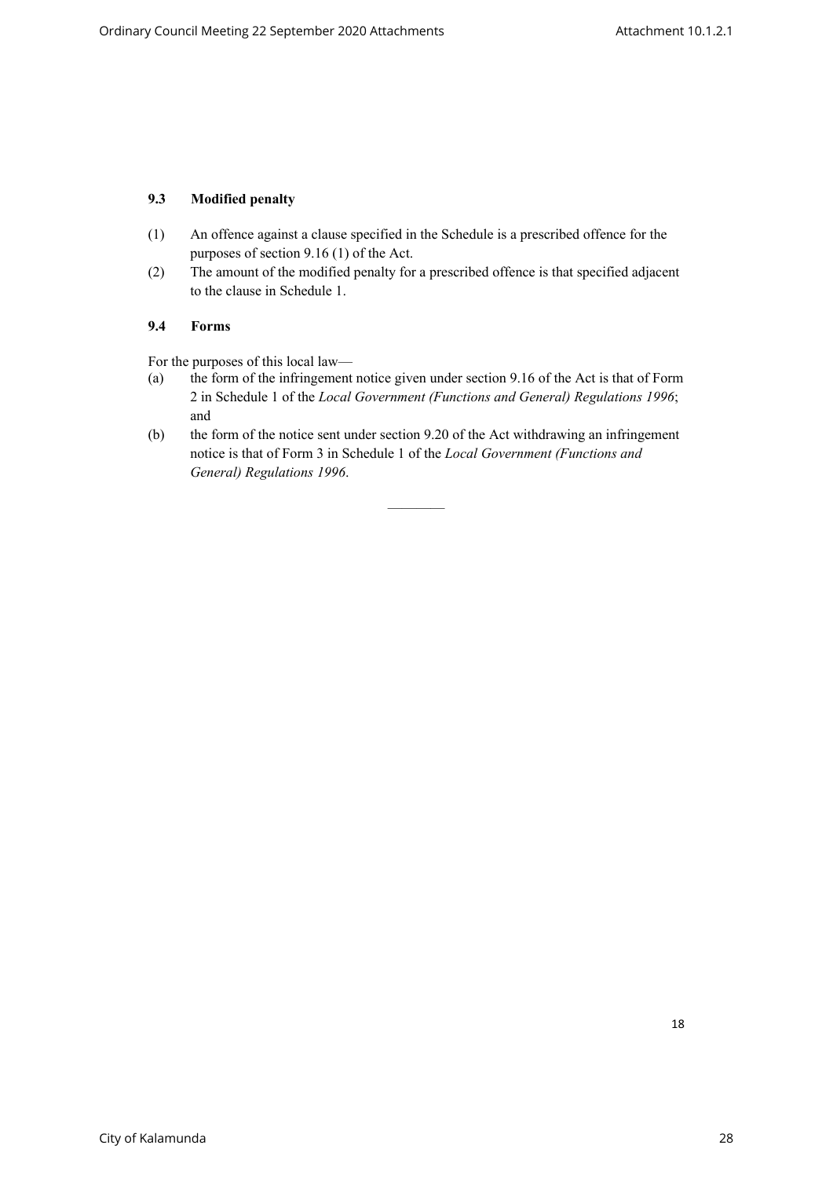### 9.3 Modified penalty

(1) An offence against a clause specified in the Schedule is a prescribed offence for the purposes of section 9.16 (1) of the Act.

(2) The amount of the modified penalty for a prescribed offence is that specified adjacent to the clause in Schedule 1.

### 9.4 Forms

For the purposes of this local law—

(a) the form of the infringement notice given under section 9.16 of the Act is that of Form 2 in Schedule 1 of the *Local Government (Functions and General) Regulations 1996*; and

(b) the form of the notice sent under section 9.20 of the Act withdrawing an infringement notice is that of Form 3 in Schedule 1 of the *Local Government (Functions and General) Regulations 1996*.

————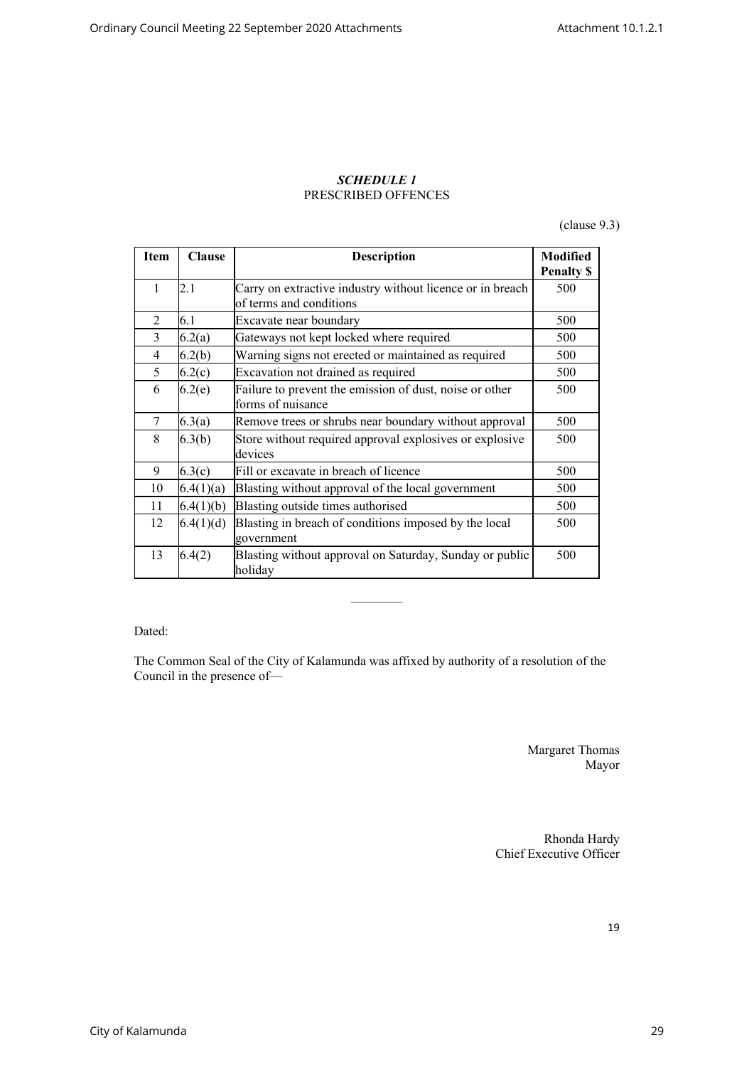## *SCHEDULE 1*
PRESCRIBED OFFENCES

(clause 9.3)

| Item | Clause | Description | Modified Penalty $ |
|---|---|---|---|
| 1 | 2.1 | Carry on extractive industry without licence or in breach of terms and conditions | 500 |
| 2 | 6.1 | Excavate near boundary | 500 |
| 3 | 6.2(a) | Gateways not kept locked where required | 500 |
| 4 | 6.2(b) | Warning signs not erected or maintained as required | 500 |
| 5 | 6.2(c) | Excavation not drained as required | 500 |
| 6 | 6.2(e) | Failure to prevent the emission of dust, noise or other forms of nuisance | 500 |
| 7 | 6.3(a) | Remove trees or shrubs near boundary without approval | 500 |
| 8 | 6.3(b) | Store without required approval explosives or explosive devices | 500 |
| 9 | 6.3(c) | Fill or excavate in breach of licence | 500 |
| 10 | 6.4(1)(a) | Blasting without approval of the local government | 500 |
| 11 | 6.4(1)(b) | Blasting outside times authorised | 500 |
| 12 | 6.4(1)(d) | Blasting in breach of conditions imposed by the local government | 500 |
| 13 | 6.4(2) | Blasting without approval on Saturday, Sunday or public holiday | 500 |

————

Dated:

The Common Seal of the City of Kalamunda was affixed by authority of a resolution of the Council in the presence of—

Margaret Thomas
Mayor

Rhonda Hardy
Chief Executive Officer